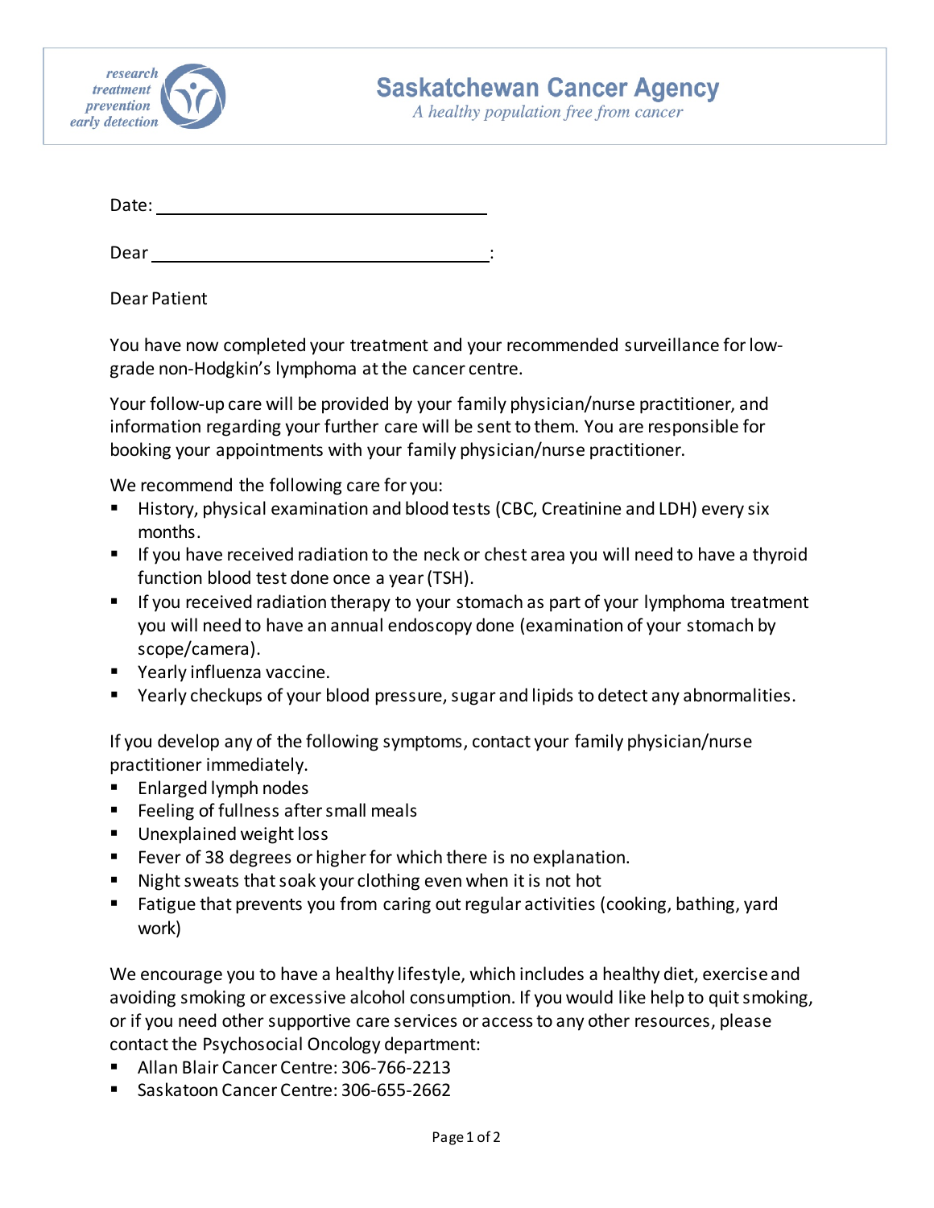research
treatment
prevention
early detection

# Saskatchewan Cancer Agency

*A healthy population free from cancer*

Date: ______________________________

Dear ______________________________:

Dear Patient

You have now completed your treatment and your recommended surveillance for low-grade non-Hodgkin's lymphoma at the cancer centre.

Your follow-up care will be provided by your family physician/nurse practitioner, and information regarding your further care will be sent to them. You are responsible for booking your appointments with your family physician/nurse practitioner.

We recommend the following care for you:

- History, physical examination and blood tests (CBC, Creatinine and LDH) every six months.
- If you have received radiation to the neck or chest area you will need to have a thyroid function blood test done once a year (TSH).
- If you received radiation therapy to your stomach as part of your lymphoma treatment you will need to have an annual endoscopy done (examination of your stomach by scope/camera).
- Yearly influenza vaccine.
- Yearly checkups of your blood pressure, sugar and lipids to detect any abnormalities.

If you develop any of the following symptoms, contact your family physician/nurse practitioner immediately.

- Enlarged lymph nodes
- Feeling of fullness after small meals
- Unexplained weight loss
- Fever of 38 degrees or higher for which there is no explanation.
- Night sweats that soak your clothing even when it is not hot
- Fatigue that prevents you from caring out regular activities (cooking, bathing, yard work)

We encourage you to have a healthy lifestyle, which includes a healthy diet, exercise and avoiding smoking or excessive alcohol consumption. If you would like help to quit smoking, or if you need other supportive care services or access to any other resources, please contact the Psychosocial Oncology department:

- Allan Blair Cancer Centre: 306-766-2213
- Saskatoon Cancer Centre: 306-655-2662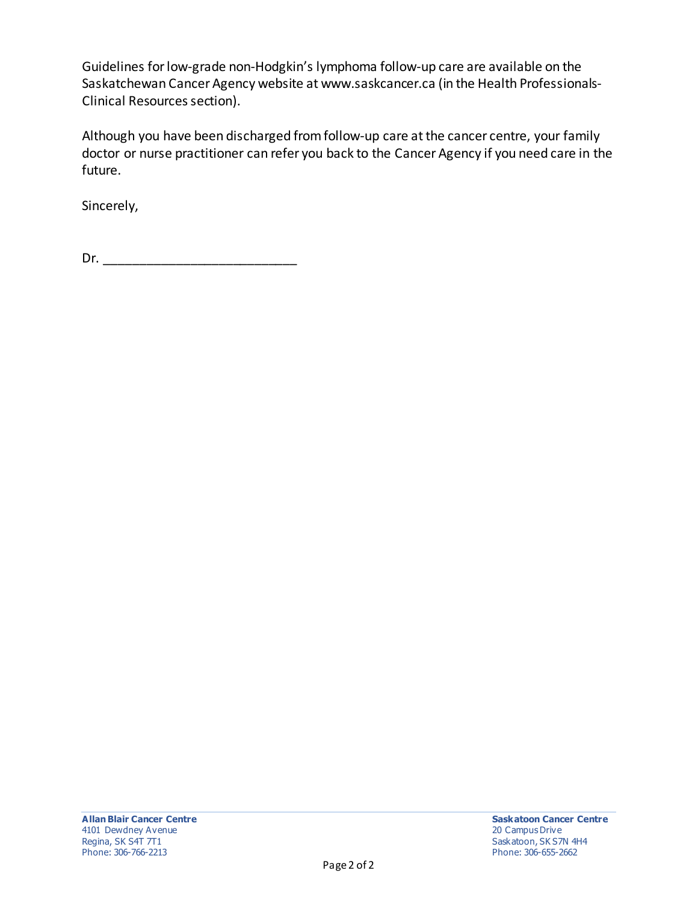Guidelines for low-grade non-Hodgkin's lymphoma follow-up care are available on the Saskatchewan Cancer Agency website at www.saskcancer.ca (in the Health Professionals-Clinical Resources section).

Although you have been discharged from follow-up care at the cancer centre, your family doctor or nurse practitioner can refer you back to the Cancer Agency if you need care in the future.

Sincerely,

Dr. ___________________________

**Allan Blair Cancer Centre**
4101 Dewdney Avenue
Regina, SK S4T 7T1
Phone: 306-766-2213

**Saskatoon Cancer Centre**
20 Campus Drive
Saskatoon, SK S7N 4H4
Phone: 306-655-2662